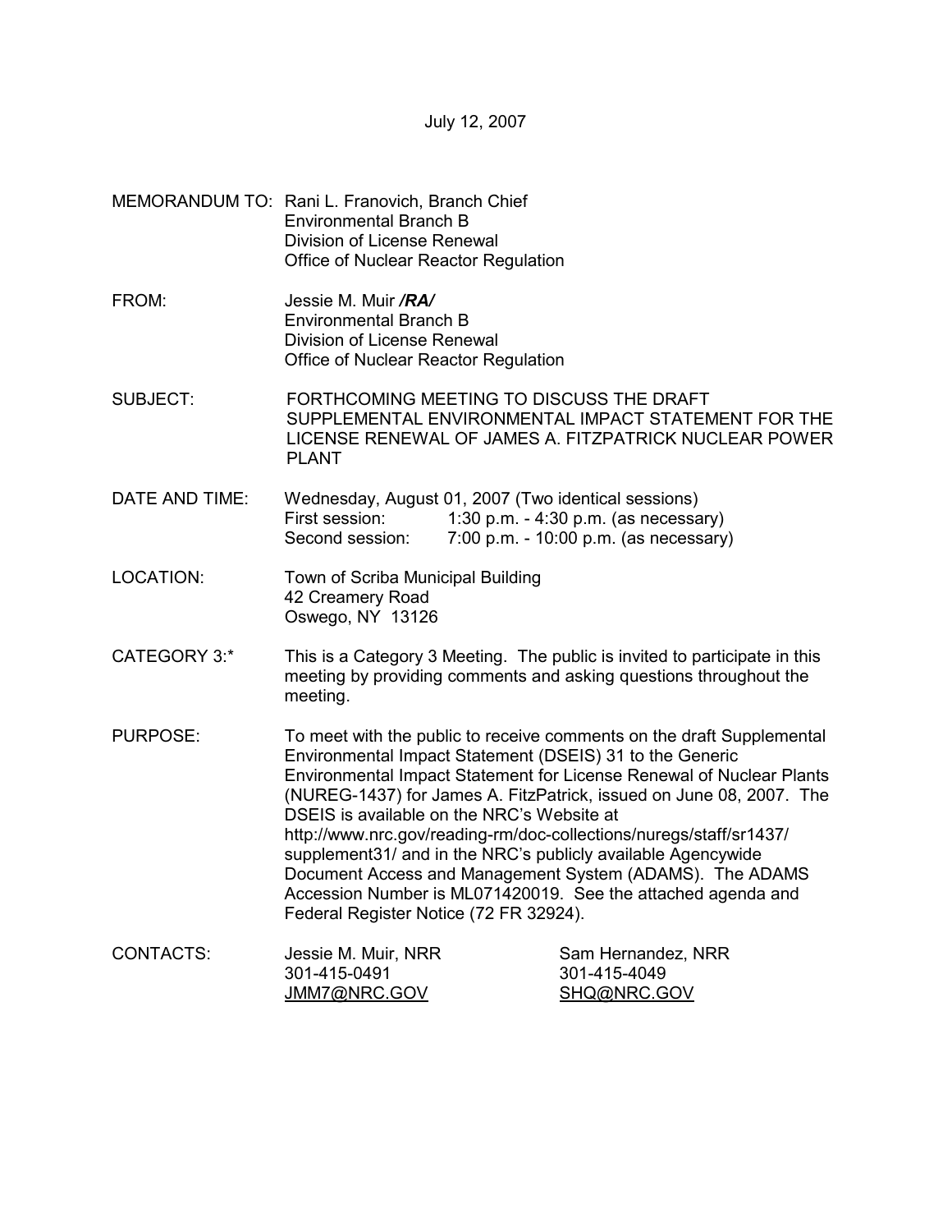July 12, 2007

MEMORANDUM TO: Rani L. Franovich, Branch Chief
Environmental Branch B
Division of License Renewal
Office of Nuclear Reactor Regulation

FROM: Jessie M. Muir ***/RA/***
Environmental Branch B
Division of License Renewal
Office of Nuclear Reactor Regulation

SUBJECT: FORTHCOMING MEETING TO DISCUSS THE DRAFT SUPPLEMENTAL ENVIRONMENTAL IMPACT STATEMENT FOR THE LICENSE RENEWAL OF JAMES A. FITZPATRICK NUCLEAR POWER PLANT

DATE AND TIME: Wednesday, August 01, 2007 (Two identical sessions)
First session: 1:30 p.m. - 4:30 p.m. (as necessary)
Second session: 7:00 p.m. - 10:00 p.m. (as necessary)

LOCATION: Town of Scriba Municipal Building
42 Creamery Road
Oswego, NY 13126

CATEGORY 3:* This is a Category 3 Meeting. The public is invited to participate in this meeting by providing comments and asking questions throughout the meeting.

PURPOSE: To meet with the public to receive comments on the draft Supplemental Environmental Impact Statement (DSEIS) 31 to the Generic Environmental Impact Statement for License Renewal of Nuclear Plants (NUREG-1437) for James A. FitzPatrick, issued on June 08, 2007. The DSEIS is available on the NRC's Website at http://www.nrc.gov/reading-rm/doc-collections/nuregs/staff/sr1437/supplement31/ and in the NRC's publicly available Agencywide Document Access and Management System (ADAMS). The ADAMS Accession Number is ML071420019. See the attached agenda and Federal Register Notice (72 FR 32924).

CONTACTS:

| Jessie M. Muir, NRR | Sam Hernandez, NRR |
| --- | --- |
| 301-415-0491 | 301-415-4049 |
| JMM7@NRC.GOV | SHQ@NRC.GOV |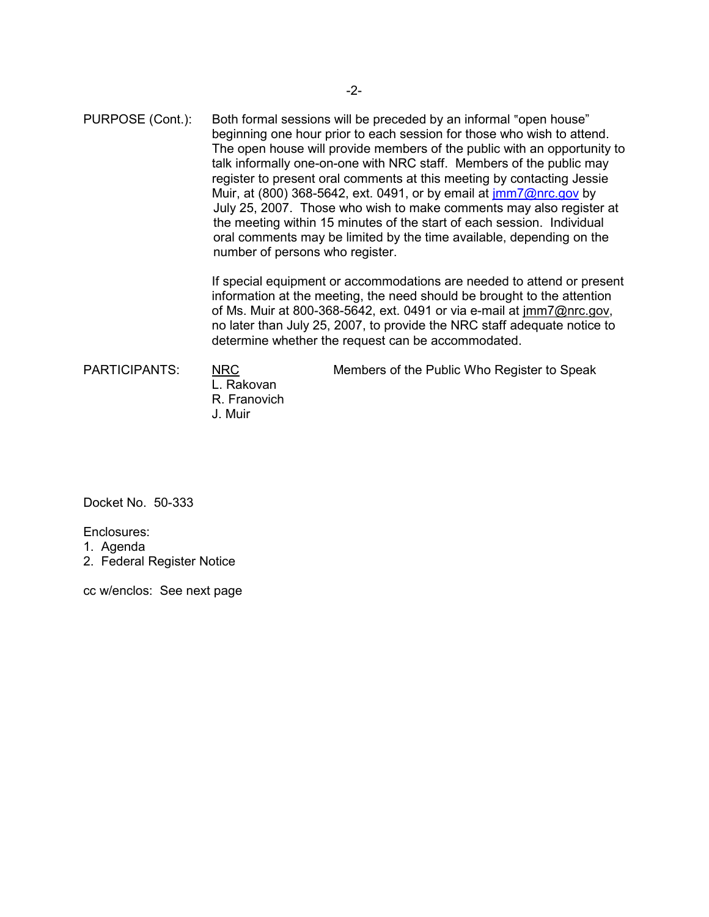PURPOSE (Cont.): Both formal sessions will be preceded by an informal "open house" beginning one hour prior to each session for those who wish to attend. The open house will provide members of the public with an opportunity to talk informally one-on-one with NRC staff. Members of the public may register to present oral comments at this meeting by contacting Jessie Muir, at (800) 368-5642, ext. 0491, or by email at jmm7@nrc.gov by July 25, 2007. Those who wish to make comments may also register at the meeting within 15 minutes of the start of each session. Individual oral comments may be limited by the time available, depending on the number of persons who register.

If special equipment or accommodations are needed to attend or present information at the meeting, the need should be brought to the attention of Ms. Muir at 800-368-5642, ext. 0491 or via e-mail at jmm7@nrc.gov, no later than July 25, 2007, to provide the NRC staff adequate notice to determine whether the request can be accommodated.

PARTICIPANTS:

NRC
L. Rakovan
R. Franovich
J. Muir

Members of the Public Who Register to Speak

Docket No. 50-333

Enclosures:
1. Agenda
2. Federal Register Notice

cc w/enclos: See next page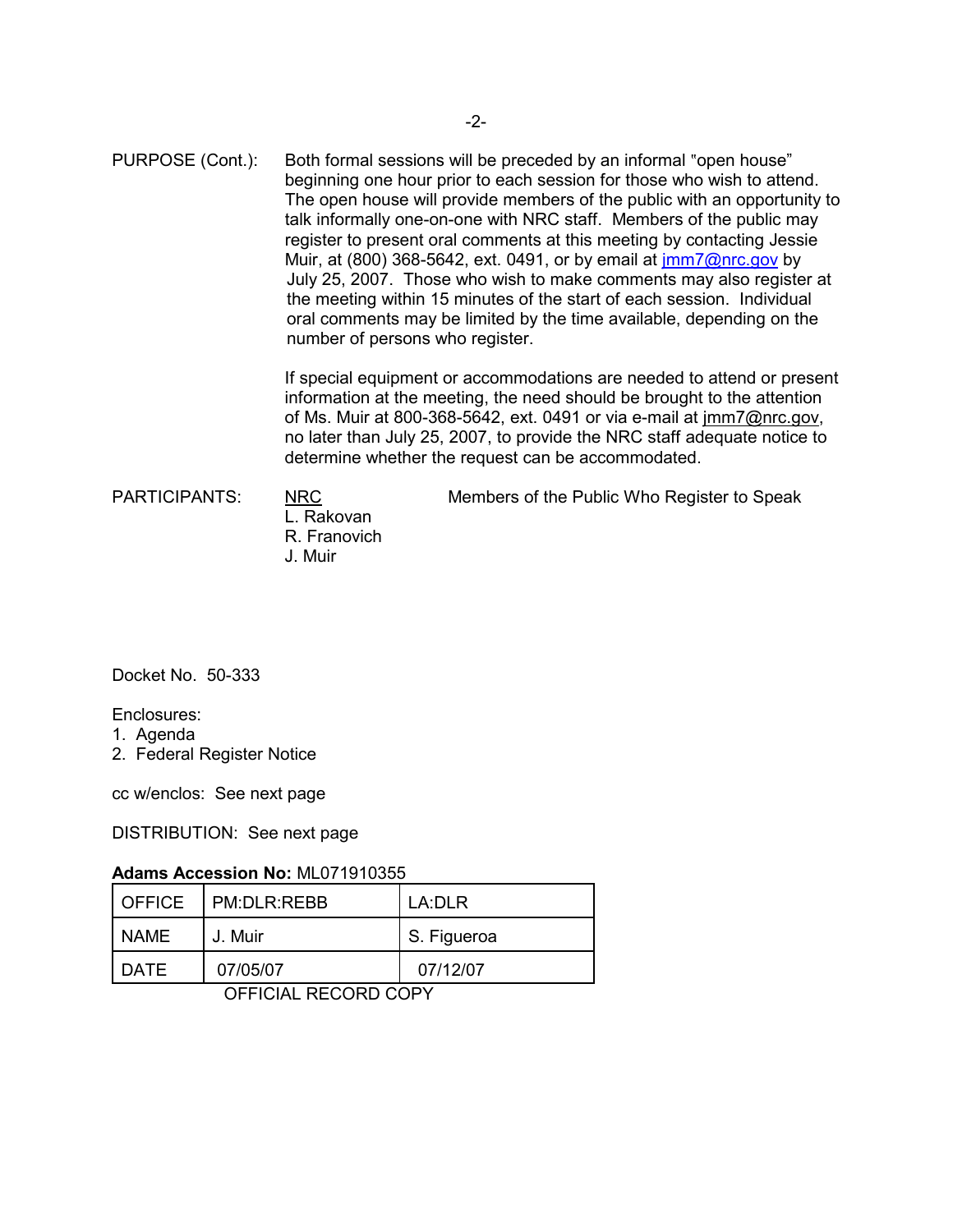PURPOSE (Cont.): Both formal sessions will be preceded by an informal "open house" beginning one hour prior to each session for those who wish to attend. The open house will provide members of the public with an opportunity to talk informally one-on-one with NRC staff. Members of the public may register to present oral comments at this meeting by contacting Jessie Muir, at (800) 368-5642, ext. 0491, or by email at jmm7@nrc.gov by July 25, 2007. Those who wish to make comments may also register at the meeting within 15 minutes of the start of each session. Individual oral comments may be limited by the time available, depending on the number of persons who register.

If special equipment or accommodations are needed to attend or present information at the meeting, the need should be brought to the attention of Ms. Muir at 800-368-5642, ext. 0491 or via e-mail at jmm7@nrc.gov, no later than July 25, 2007, to provide the NRC staff adequate notice to determine whether the request can be accommodated.

PARTICIPANTS:

NRC
L. Rakovan
R. Franovich
J. Muir

Members of the Public Who Register to Speak

Docket No. 50-333

Enclosures:
1. Agenda
2. Federal Register Notice

cc w/enclos: See next page

DISTRIBUTION: See next page

**Adams Accession No:** ML071910355

| OFFICE | PM:DLR:REBB | LA:DLR |
|---|---|---|
| NAME | J. Muir | S. Figueroa |
| DATE | 07/05/07 | 07/12/07 |

OFFICIAL RECORD COPY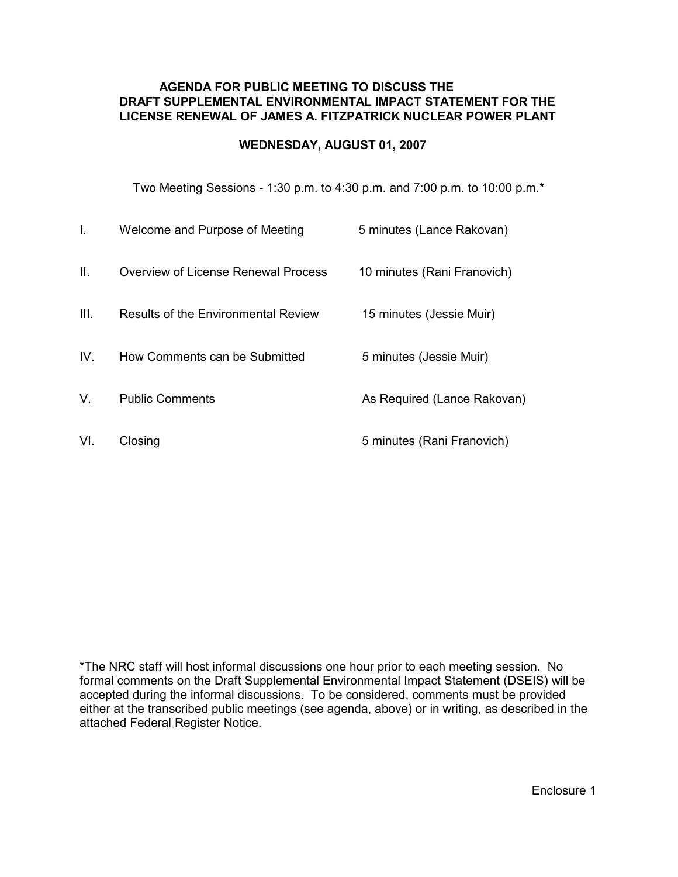# AGENDA FOR PUBLIC MEETING TO DISCUSS THE DRAFT SUPPLEMENTAL ENVIRONMENTAL IMPACT STATEMENT FOR THE LICENSE RENEWAL OF JAMES A. FITZPATRICK NUCLEAR POWER PLANT

## WEDNESDAY, AUGUST 01, 2007

Two Meeting Sessions - 1:30 p.m. to 4:30 p.m. and 7:00 p.m. to 10:00 p.m.*

| | | |
|---|---|---|
| I. | Welcome and Purpose of Meeting | 5 minutes (Lance Rakovan) |
| II. | Overview of License Renewal Process | 10 minutes (Rani Franovich) |
| III. | Results of the Environmental Review | 15 minutes (Jessie Muir) |
| IV. | How Comments can be Submitted | 5 minutes (Jessie Muir) |
| V. | Public Comments | As Required (Lance Rakovan) |
| VI. | Closing | 5 minutes (Rani Franovich) |

*The NRC staff will host informal discussions one hour prior to each meeting session. No formal comments on the Draft Supplemental Environmental Impact Statement (DSEIS) will be accepted during the informal discussions. To be considered, comments must be provided either at the transcribed public meetings (see agenda, above) or in writing, as described in the attached Federal Register Notice.

Enclosure 1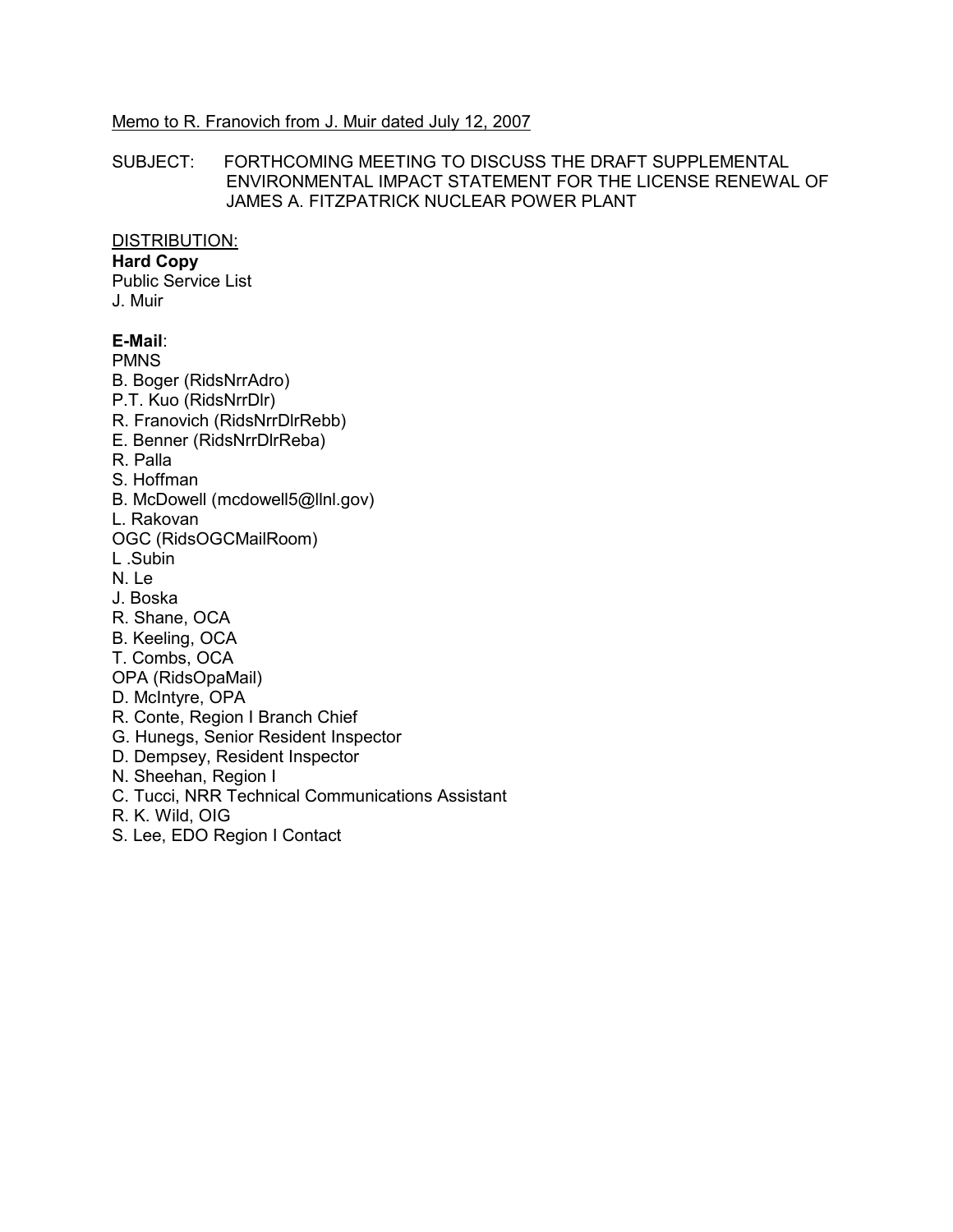Memo to R. Franovich from J. Muir dated July 12, 2007

SUBJECT: FORTHCOMING MEETING TO DISCUSS THE DRAFT SUPPLEMENTAL ENVIRONMENTAL IMPACT STATEMENT FOR THE LICENSE RENEWAL OF JAMES A. FITZPATRICK NUCLEAR POWER PLANT

DISTRIBUTION:

**Hard Copy**
Public Service List
J. Muir

**E-Mail**:
PMNS
B. Boger (RidsNrrAdro)
P.T. Kuo (RidsNrrDlr)
R. Franovich (RidsNrrDlrRebb)
E. Benner (RidsNrrDlrReba)
R. Palla
S. Hoffman
B. McDowell (mcdowell5@llnl.gov)
L. Rakovan
OGC (RidsOGCMailRoom)
L .Subin
N. Le
J. Boska
R. Shane, OCA
B. Keeling, OCA
T. Combs, OCA
OPA (RidsOpaMail)
D. McIntyre, OPA
R. Conte, Region I Branch Chief
G. Hunegs, Senior Resident Inspector
D. Dempsey, Resident Inspector
N. Sheehan, Region I
C. Tucci, NRR Technical Communications Assistant
R. K. Wild, OIG
S. Lee, EDO Region I Contact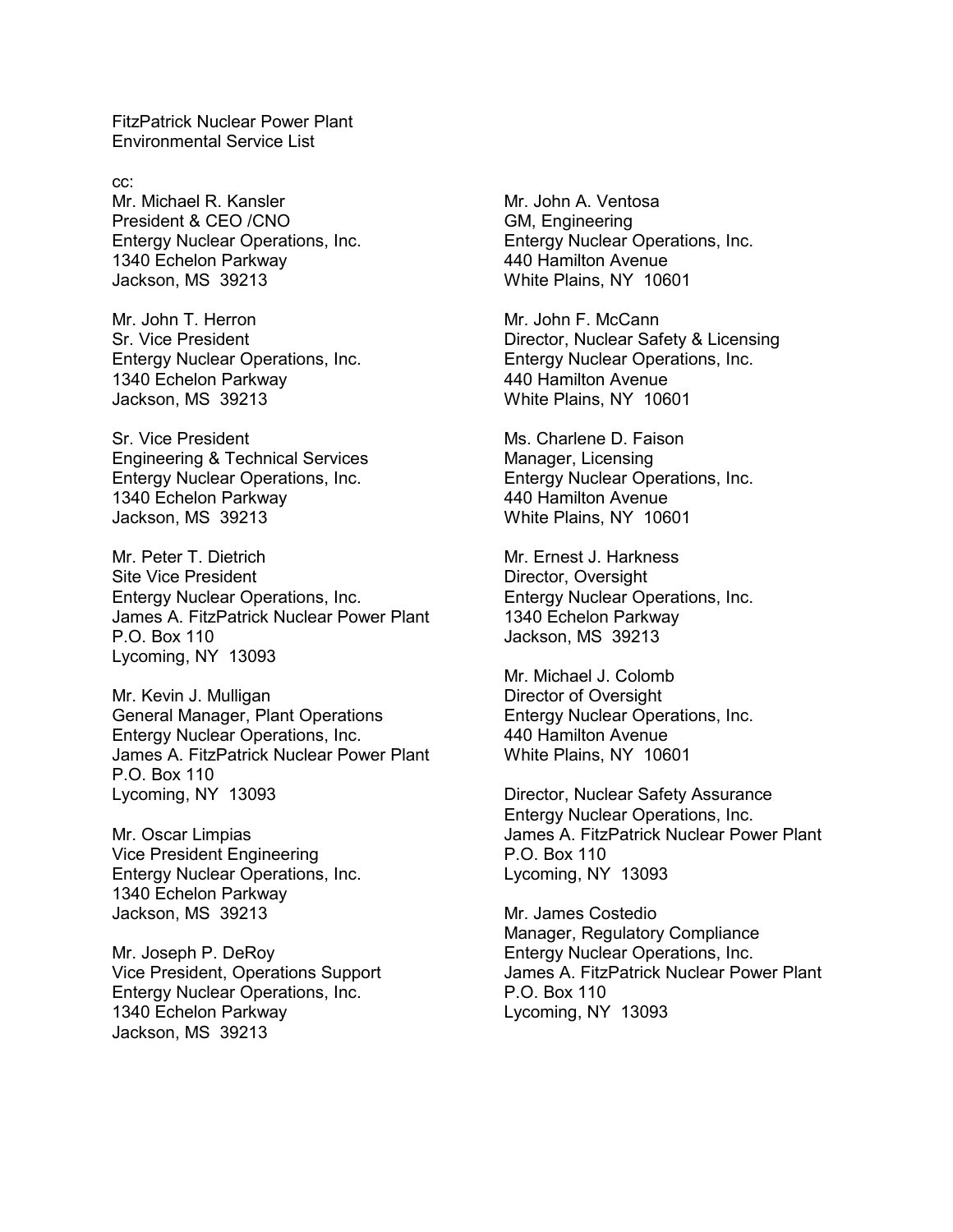FitzPatrick Nuclear Power Plant
Environmental Service List

cc:

Mr. Michael R. Kansler
President & CEO /CNO
Entergy Nuclear Operations, Inc.
1340 Echelon Parkway
Jackson, MS 39213

Mr. John T. Herron
Sr. Vice President
Entergy Nuclear Operations, Inc.
1340 Echelon Parkway
Jackson, MS 39213

Sr. Vice President
Engineering & Technical Services
Entergy Nuclear Operations, Inc.
1340 Echelon Parkway
Jackson, MS 39213

Mr. Peter T. Dietrich
Site Vice President
Entergy Nuclear Operations, Inc.
James A. FitzPatrick Nuclear Power Plant
P.O. Box 110
Lycoming, NY 13093

Mr. Kevin J. Mulligan
General Manager, Plant Operations
Entergy Nuclear Operations, Inc.
James A. FitzPatrick Nuclear Power Plant
P.O. Box 110
Lycoming, NY 13093

Mr. Oscar Limpias
Vice President Engineering
Entergy Nuclear Operations, Inc.
1340 Echelon Parkway
Jackson, MS 39213

Mr. Joseph P. DeRoy
Vice President, Operations Support
Entergy Nuclear Operations, Inc.
1340 Echelon Parkway
Jackson, MS 39213

Mr. John A. Ventosa
GM, Engineering
Entergy Nuclear Operations, Inc.
440 Hamilton Avenue
White Plains, NY 10601

Mr. John F. McCann
Director, Nuclear Safety & Licensing
Entergy Nuclear Operations, Inc.
440 Hamilton Avenue
White Plains, NY 10601

Ms. Charlene D. Faison
Manager, Licensing
Entergy Nuclear Operations, Inc.
440 Hamilton Avenue
White Plains, NY 10601

Mr. Ernest J. Harkness
Director, Oversight
Entergy Nuclear Operations, Inc.
1340 Echelon Parkway
Jackson, MS 39213

Mr. Michael J. Colomb
Director of Oversight
Entergy Nuclear Operations, Inc.
440 Hamilton Avenue
White Plains, NY 10601

Director, Nuclear Safety Assurance
Entergy Nuclear Operations, Inc.
James A. FitzPatrick Nuclear Power Plant
P.O. Box 110
Lycoming, NY 13093

Mr. James Costedio
Manager, Regulatory Compliance
Entergy Nuclear Operations, Inc.
James A. FitzPatrick Nuclear Power Plant
P.O. Box 110
Lycoming, NY 13093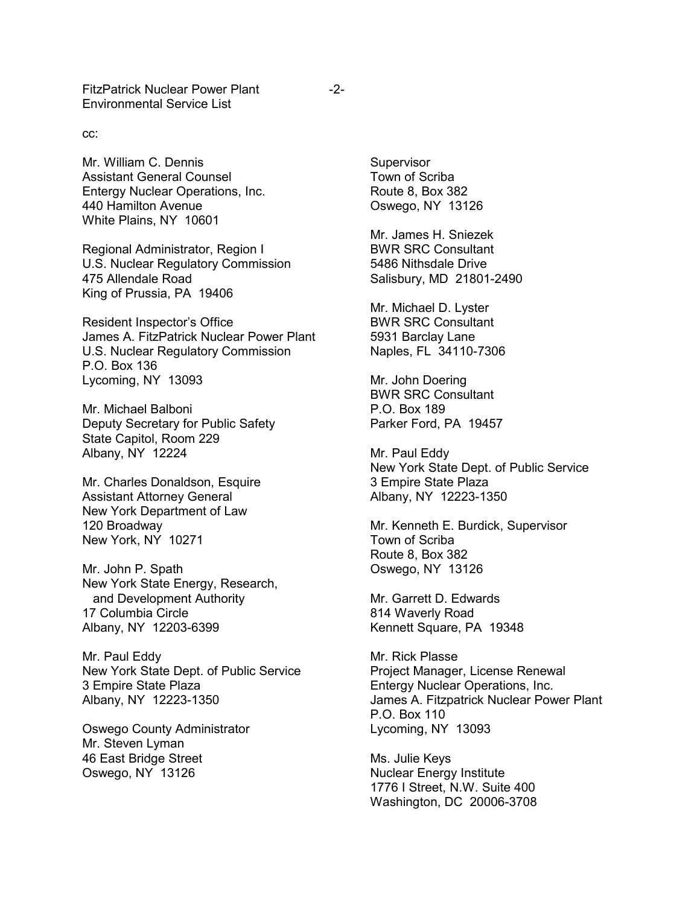FitzPatrick Nuclear Power Plant
Environmental Service List

cc:

Mr. William C. Dennis
Assistant General Counsel
Entergy Nuclear Operations, Inc.
440 Hamilton Avenue
White Plains, NY 10601

Regional Administrator, Region I
U.S. Nuclear Regulatory Commission
475 Allendale Road
King of Prussia, PA 19406

Resident Inspector's Office
James A. FitzPatrick Nuclear Power Plant
U.S. Nuclear Regulatory Commission
P.O. Box 136
Lycoming, NY 13093

Mr. Michael Balboni
Deputy Secretary for Public Safety
State Capitol, Room 229
Albany, NY 12224

Mr. Charles Donaldson, Esquire
Assistant Attorney General
New York Department of Law
120 Broadway
New York, NY 10271

Mr. John P. Spath
New York State Energy, Research,
and Development Authority
17 Columbia Circle
Albany, NY 12203-6399

Mr. Paul Eddy
New York State Dept. of Public Service
3 Empire State Plaza
Albany, NY 12223-1350

Oswego County Administrator
Mr. Steven Lyman
46 East Bridge Street
Oswego, NY 13126

Supervisor
Town of Scriba
Route 8, Box 382
Oswego, NY 13126

Mr. James H. Sniezek
BWR SRC Consultant
5486 Nithsdale Drive
Salisbury, MD 21801-2490

Mr. Michael D. Lyster
BWR SRC Consultant
5931 Barclay Lane
Naples, FL 34110-7306

Mr. John Doering
BWR SRC Consultant
P.O. Box 189
Parker Ford, PA 19457

Mr. Paul Eddy
New York State Dept. of Public Service
3 Empire State Plaza
Albany, NY 12223-1350

Mr. Kenneth E. Burdick, Supervisor
Town of Scriba
Route 8, Box 382
Oswego, NY 13126

Mr. Garrett D. Edwards
814 Waverly Road
Kennett Square, PA 19348

Mr. Rick Plasse
Project Manager, License Renewal
Entergy Nuclear Operations, Inc.
James A. Fitzpatrick Nuclear Power Plant
P.O. Box 110
Lycoming, NY 13093

Ms. Julie Keys
Nuclear Energy Institute
1776 I Street, N.W. Suite 400
Washington, DC 20006-3708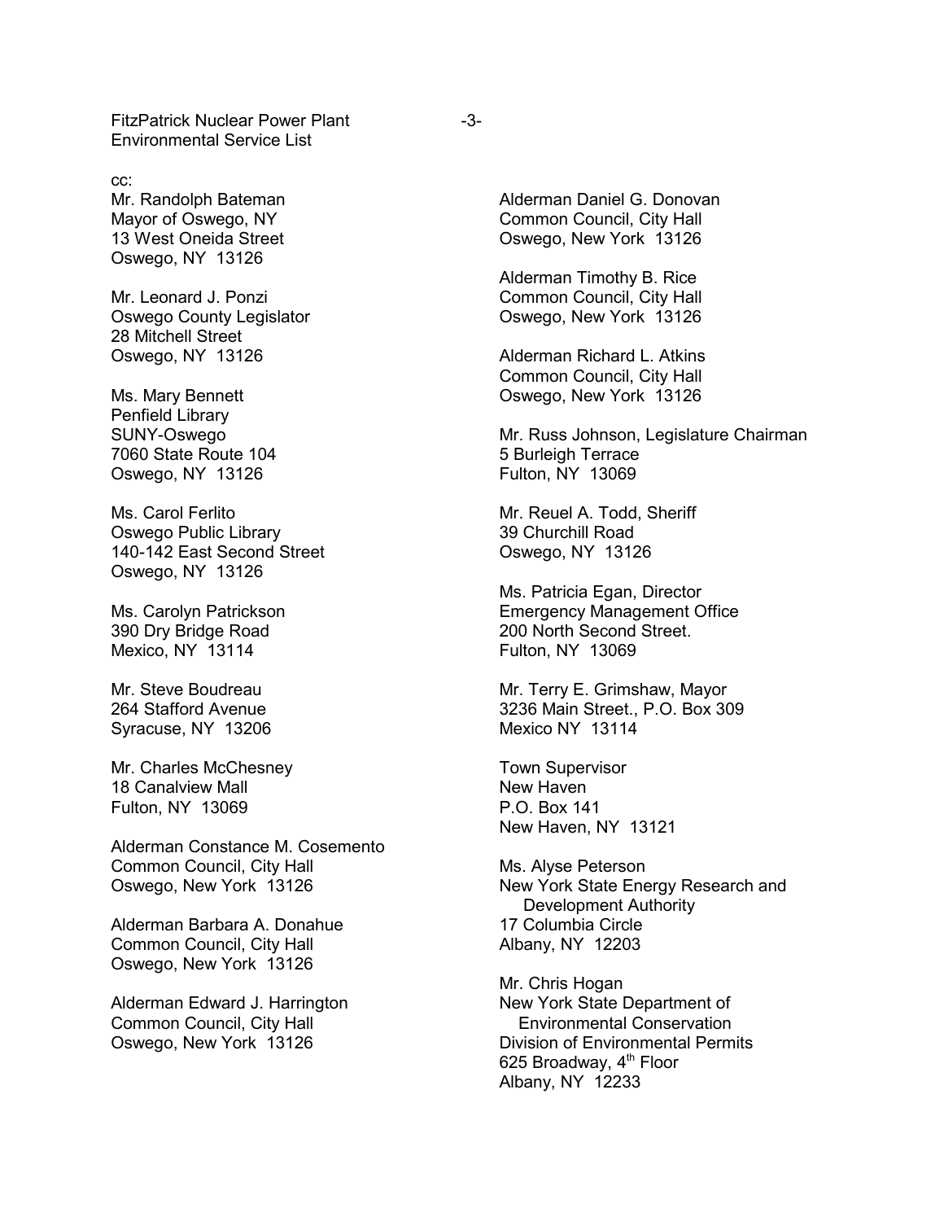cc:

Mr. Randolph Bateman
Mayor of Oswego, NY
13 West Oneida Street
Oswego, NY 13126

Mr. Leonard J. Ponzi
Oswego County Legislator
28 Mitchell Street
Oswego, NY 13126

Ms. Mary Bennett
Penfield Library
SUNY-Oswego
7060 State Route 104
Oswego, NY 13126

Ms. Carol Ferlito
Oswego Public Library
140-142 East Second Street
Oswego, NY 13126

Ms. Carolyn Patrickson
390 Dry Bridge Road
Mexico, NY 13114

Mr. Steve Boudreau
264 Stafford Avenue
Syracuse, NY 13206

Mr. Charles McChesney
18 Canalview Mall
Fulton, NY 13069

Alderman Constance M. Cosemento
Common Council, City Hall
Oswego, New York 13126

Alderman Barbara A. Donahue
Common Council, City Hall
Oswego, New York 13126

Alderman Edward J. Harrington
Common Council, City Hall
Oswego, New York 13126

Alderman Daniel G. Donovan
Common Council, City Hall
Oswego, New York 13126

Alderman Timothy B. Rice
Common Council, City Hall
Oswego, New York 13126

Alderman Richard L. Atkins
Common Council, City Hall
Oswego, New York 13126

Mr. Russ Johnson, Legislature Chairman
5 Burleigh Terrace
Fulton, NY 13069

Mr. Reuel A. Todd, Sheriff
39 Churchill Road
Oswego, NY 13126

Ms. Patricia Egan, Director
Emergency Management Office
200 North Second Street.
Fulton, NY 13069

Mr. Terry E. Grimshaw, Mayor
3236 Main Street., P.O. Box 309
Mexico NY 13114

Town Supervisor
New Haven
P.O. Box 141
New Haven, NY 13121

Ms. Alyse Peterson
New York State Energy Research and
Development Authority
17 Columbia Circle
Albany, NY 12203

Mr. Chris Hogan
New York State Department of
Environmental Conservation
Division of Environmental Permits
625 Broadway, 4th Floor
Albany, NY 12233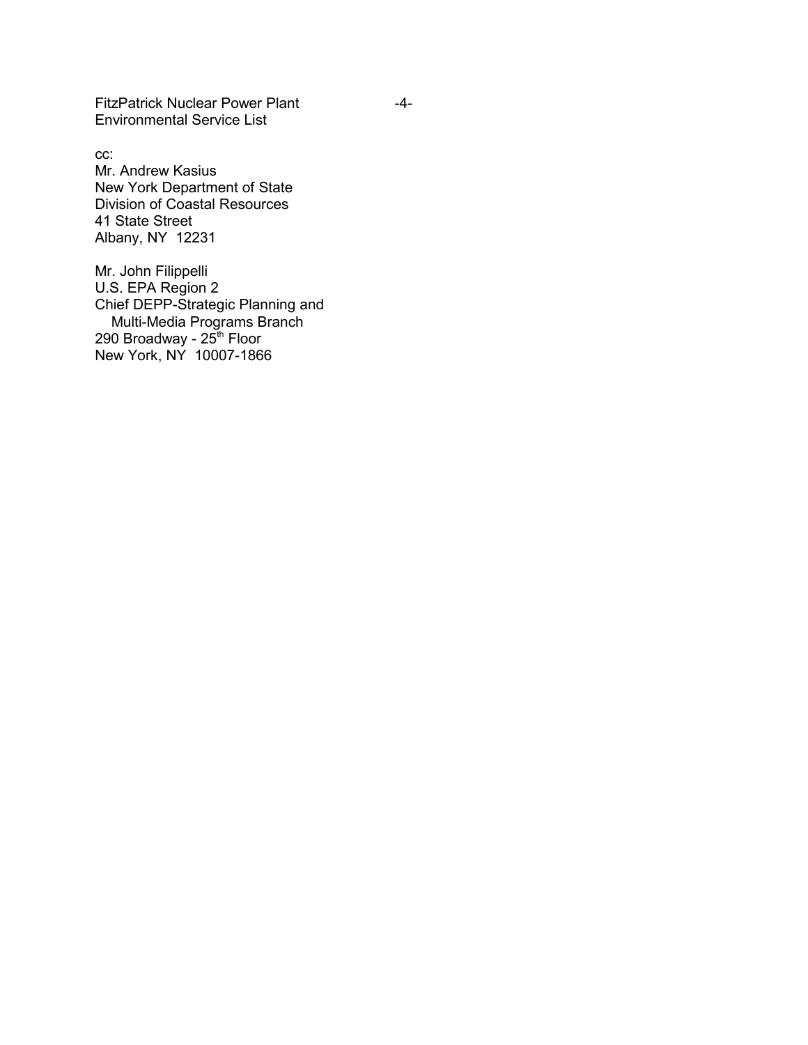cc:
Mr. Andrew Kasius
New York Department of State
Division of Coastal Resources
41 State Street
Albany, NY 12231

Mr. John Filippelli
U.S. EPA Region 2
Chief DEPP-Strategic Planning and
Multi-Media Programs Branch
290 Broadway - 25th Floor
New York, NY 10007-1866